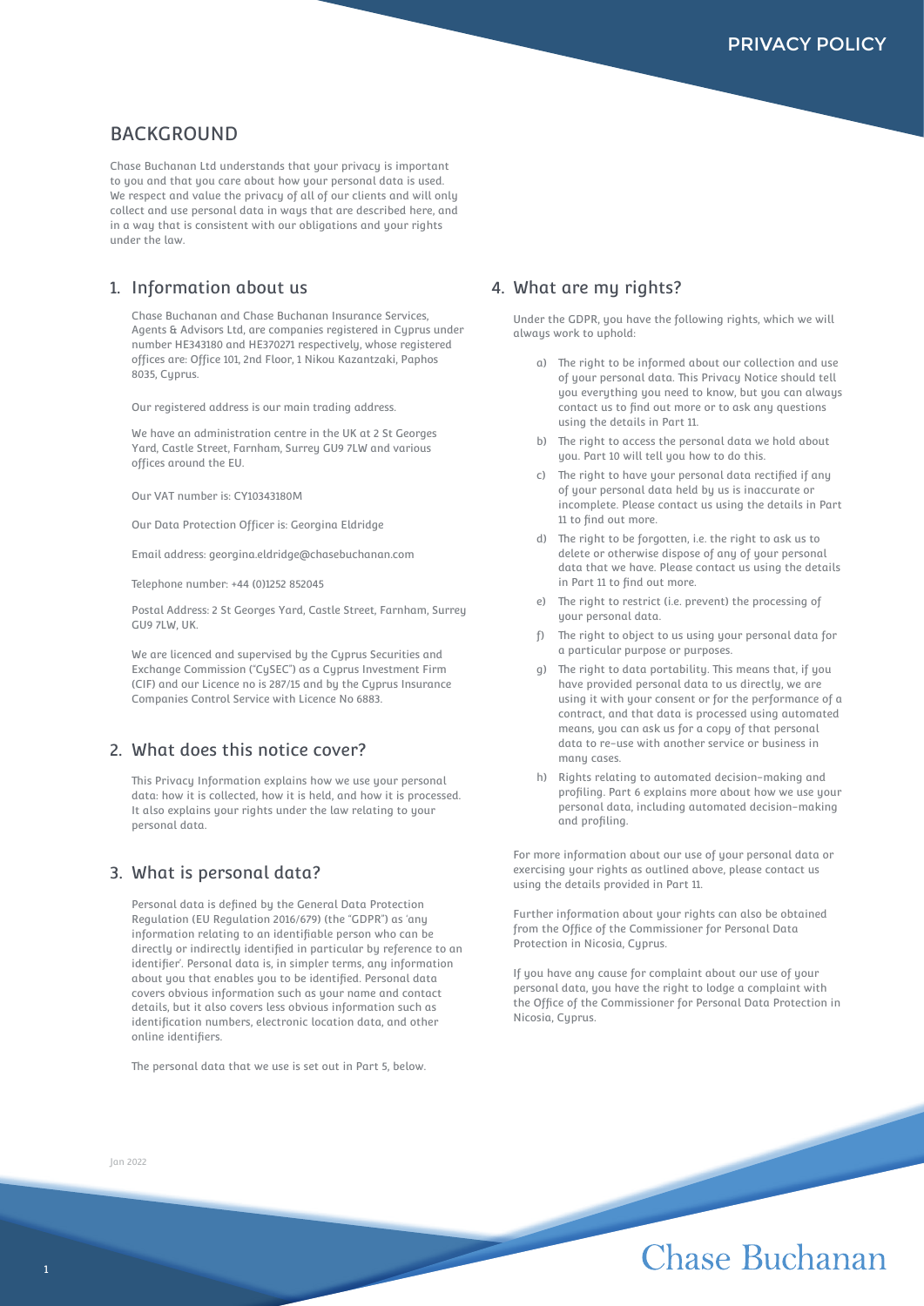# PRIVACY POLICY

## BACKGROUND

Chase Buchanan Ltd understands that your privacy is important to you and that you care about how your personal data is used. We respect and value the privacy of all of our clients and will only collect and use personal data in ways that are described here, and in a way that is consistent with our obligations and your rights under the law.

## 1. Information about us

Chase Buchanan and Chase Buchanan Insurance Services, Agents & Advisors Ltd, are companies registered in Cyprus under number HE343180 and HE370271 respectively, whose registered offices are: Office 101, 2nd Floor, 1 Nikou Kazantzaki, Paphos 8035, Cyprus.

Our registered address is our main trading address.

We have an administration centre in the UK at 2 St Georges Yard, Castle Street, Farnham, Surrey GU9 7LW and various offices around the EU.

Our VAT number is: CY10343180M

Our Data Protection Officer is: Georgina Eldridge

Email address: georgina.eldridge@chasebuchanan.com

Telephone number: +44 (0)1252 852045

Postal Address: 2 St Georges Yard, Castle Street, Farnham, Surrey GU9 7LW, UK.

We are licenced and supervised by the Cyprus Securities and Exchange Commission ("CySEC") as a Cyprus Investment Firm (CIF) and our Licence no is 287/15 and by the Cyprus Insurance Companies Control Service with Licence No 6883.

## 2. What does this notice cover?

This Privacy Information explains how we use your personal data: how it is collected, how it is held, and how it is processed. It also explains your rights under the law relating to your personal data.

## 3. What is personal data?

Personal data is defined by the General Data Protection Regulation (EU Regulation 2016/679) (the "GDPR") as 'any information relating to an identifiable person who can be directly or indirectly identified in particular by reference to an identifier'. Personal data is, in simpler terms, any information about you that enables you to be identified. Personal data covers obvious information such as your name and contact details, but it also covers less obvious information such as identification numbers, electronic location data, and other online identifiers.

The personal data that we use is set out in Part 5, below.

## 4. What are my rights?

Under the GDPR, you have the following rights, which we will always work to uphold:

a) The right to be informed about our collection and use of your personal data. This Privacy Notice should tell you everything you need to know, but you can always contact us to find out more or to ask any questions using the details in Part 11.

b) The right to access the personal data we hold about you. Part 10 will tell you how to do this.

c) The right to have your personal data rectified if any of your personal data held by us is inaccurate or incomplete. Please contact us using the details in Part 11 to find out more.

d) The right to be forgotten, i.e. the right to ask us to delete or otherwise dispose of any of your personal data that we have. Please contact us using the details in Part 11 to find out more.

e) The right to restrict (i.e. prevent) the processing of your personal data.

f) The right to object to us using your personal data for a particular purpose or purposes.

g) The right to data portability. This means that, if you have provided personal data to us directly, we are using it with your consent or for the performance of a contract, and that data is processed using automated means, you can ask us for a copy of that personal data to re-use with another service or business in many cases.

h) Rights relating to automated decision-making and profiling. Part 6 explains more about how we use your personal data, including automated decision-making and profiling.

For more information about our use of your personal data or exercising your rights as outlined above, please contact us using the details provided in Part 11.

Further information about your rights can also be obtained from the Office of the Commissioner for Personal Data Protection in Nicosia, Cyprus.

If you have any cause for complaint about our use of your personal data, you have the right to lodge a complaint with the Office of the Commissioner for Personal Data Protection in Nicosia, Cyprus.

Jan 2022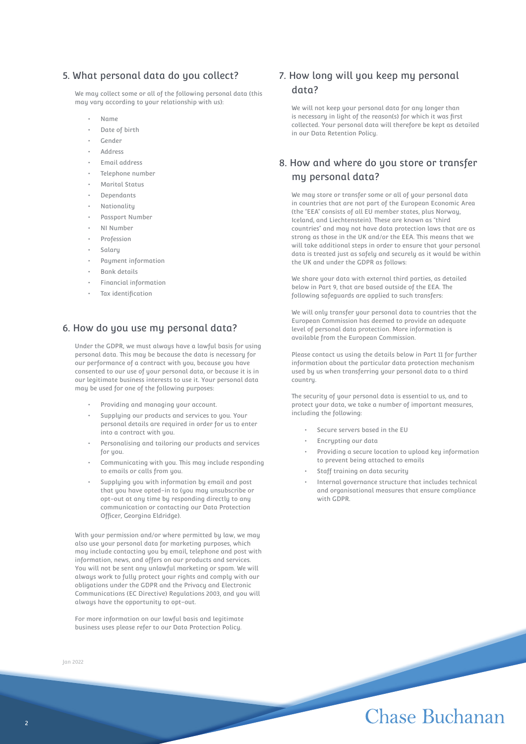## 5. What personal data do you collect?

We may collect some or all of the following personal data (this may vary according to your relationship with us):

- Name
- Date of birth
- Gender
- Address
- Email address
- Telephone number
- Marital Status
- Dependants
- Nationality
- Passport Number
- NI Number
- Profession
- Salary
- Payment information
- Bank details
- Financial information
- Tax identification

## 6. How do you use my personal data?

Under the GDPR, we must always have a lawful basis for using personal data. This may be because the data is necessary for our performance of a contract with you, because you have consented to our use of your personal data, or because it is in our legitimate business interests to use it. Your personal data may be used for one of the following purposes:

- Providing and managing your account.
- Supplying our products and services to you. Your personal details are required in order for us to enter into a contract with you.
- Personalising and tailoring our products and services for you.
- Communicating with you. This may include responding to emails or calls from you.
- Supplying you with information by email and post that you have opted-in to (you may unsubscribe or opt-out at any time by responding directly to any communication or contacting our Data Protection Officer, Georgina Eldridge).

With your permission and/or where permitted by law, we may also use your personal data for marketing purposes, which may include contacting you by email, telephone and post with information, news, and offers on our products and services. You will not be sent any unlawful marketing or spam. We will always work to fully protect your rights and comply with our obligations under the GDPR and the Privacy and Electronic Communications (EC Directive) Regulations 2003, and you will always have the opportunity to opt-out.

For more information on our lawful basis and legitimate business uses please refer to our Data Protection Policy.

## 7. How long will you keep my personal data?

We will not keep your personal data for any longer than is necessary in light of the reason(s) for which it was first collected. Your personal data will therefore be kept as detailed in our Data Retention Policy.

## 8. How and where do you store or transfer my personal data?

We may store or transfer some or all of your personal data in countries that are not part of the European Economic Area (the "EEA" consists of all EU member states, plus Norway, Iceland, and Liechtenstein). These are known as "third countries" and may not have data protection laws that are as strong as those in the UK and/or the EEA. This means that we will take additional steps in order to ensure that your personal data is treated just as safely and securely as it would be within the UK and under the GDPR as follows:

We share your data with external third parties, as detailed below in Part 9, that are based outside of the EEA. The following safeguards are applied to such transfers:

We will only transfer your personal data to countries that the European Commission has deemed to provide an adequate level of personal data protection. More information is available from the European Commission.

Please contact us using the details below in Part 11 for further information about the particular data protection mechanism used by us when transferring your personal data to a third country.

The security of your personal data is essential to us, and to protect your data, we take a number of important measures, including the following:

- Secure servers based in the EU
- Encrypting our data
- Providing a secure location to upload key information to prevent being attached to emails
- Staff training on data security
- Internal governance structure that includes technical and organisational measures that ensure compliance with GDPR.

Jan 2022

Chase Buchanan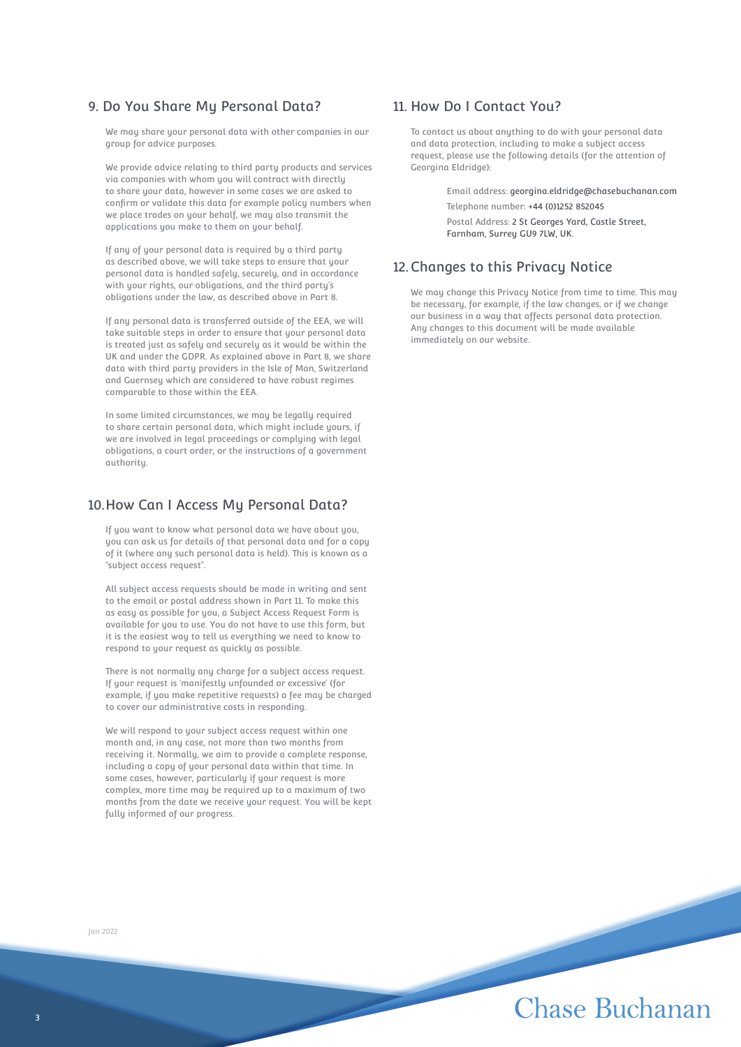## 9. Do You Share My Personal Data?

We may share your personal data with other companies in our group for advice purposes.

We provide advice relating to third party products and services via companies with whom you will contract with directly to share your data, however in some cases we are asked to confirm or validate this data for example policy numbers when we place trades on your behalf, we may also transmit the applications you make to them on your behalf.

If any of your personal data is required by a third party as described above, we will take steps to ensure that your personal data is handled safely, securely, and in accordance with your rights, our obligations, and the third party's obligations under the law, as described above in Part 8.

If any personal data is transferred outside of the EEA, we will take suitable steps in order to ensure that your personal data is treated just as safely and securely as it would be within the UK and under the GDPR. As explained above in Part 8, we share data with third party providers in the Isle of Man, Switzerland and Guernsey which are considered to have robust regimes comparable to those within the EEA.

In some limited circumstances, we may be legally required to share certain personal data, which might include yours, if we are involved in legal proceedings or complying with legal obligations, a court order, or the instructions of a government authority.

## 10. How Can I Access My Personal Data?

If you want to know what personal data we have about you, you can ask us for details of that personal data and for a copy of it (where any such personal data is held). This is known as a "subject access request".

All subject access requests should be made in writing and sent to the email or postal address shown in Part 11. To make this as easy as possible for you, a Subject Access Request Form is available for you to use. You do not have to use this form, but it is the easiest way to tell us everything we need to know to respond to your request as quickly as possible.

There is not normally any charge for a subject access request. If your request is 'manifestly unfounded or excessive' (for example, if you make repetitive requests) a fee may be charged to cover our administrative costs in responding.

We will respond to your subject access request within one month and, in any case, not more than two months from receiving it. Normally, we aim to provide a complete response, including a copy of your personal data within that time. In some cases, however, particularly if your request is more complex, more time may be required up to a maximum of two months from the date we receive your request. You will be kept fully informed of our progress.

## 11. How Do I Contact You?

To contact us about anything to do with your personal data and data protection, including to make a subject access request, please use the following details (for the attention of Georgina Eldridge):

Email address: georgina.eldridge@chasebuchanan.com

Telephone number: +44 (0)1252 852045

Postal Address: 2 St Georges Yard, Castle Street, Farnham, Surrey GU9 7LW, UK.

## 12. Changes to this Privacy Notice

We may change this Privacy Notice from time to time. This may be necessary, for example, if the law changes, or if we change our business in a way that affects personal data protection. Any changes to this document will be made available immediately on our website.

Jan 2022